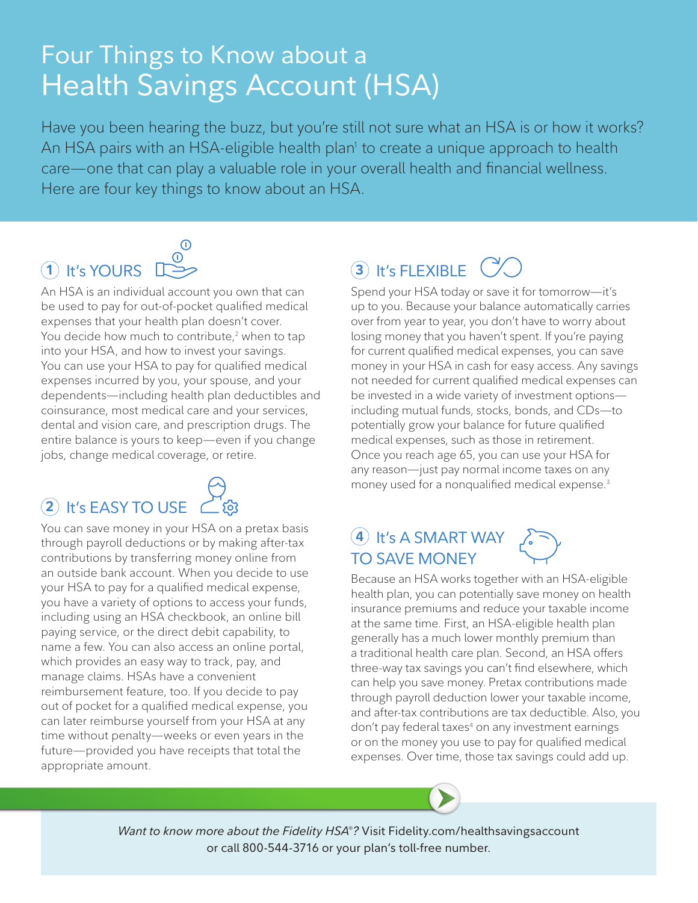# Four Things to Know about a Health Savings Account (HSA)

Have you been hearing the buzz, but you're still not sure what an HSA is or how it works? An HSA pairs with an HSA-eligible health plan[1] to create a unique approach to health care—one that can play a valuable role in your overall health and financial wellness. Here are four key things to know about an HSA.

## 1 It's YOURS

An HSA is an individual account you own that can be used to pay for out-of-pocket qualified medical expenses that your health plan doesn't cover. You decide how much to contribute,[2] when to tap into your HSA, and how to invest your savings. You can use your HSA to pay for qualified medical expenses incurred by you, your spouse, and your dependents—including health plan deductibles and coinsurance, most medical care and your services, dental and vision care, and prescription drugs. The entire balance is yours to keep—even if you change jobs, change medical coverage, or retire.

## 2 It's EASY TO USE

You can save money in your HSA on a pretax basis through payroll deductions or by making after-tax contributions by transferring money online from an outside bank account. When you decide to use your HSA to pay for a qualified medical expense, you have a variety of options to access your funds, including using an HSA checkbook, an online bill paying service, or the direct debit capability, to name a few. You can also access an online portal, which provides an easy way to track, pay, and manage claims. HSAs have a convenient reimbursement feature, too. If you decide to pay out of pocket for a qualified medical expense, you can later reimburse yourself from your HSA at any time without penalty—weeks or even years in the future—provided you have receipts that total the appropriate amount.

## 3 It's FLEXIBLE

Spend your HSA today or save it for tomorrow—it's up to you. Because your balance automatically carries over from year to year, you don't have to worry about losing money that you haven't spent. If you're paying for current qualified medical expenses, you can save money in your HSA in cash for easy access. Any savings not needed for current qualified medical expenses can be invested in a wide variety of investment options—including mutual funds, stocks, bonds, and CDs—to potentially grow your balance for future qualified medical expenses, such as those in retirement. Once you reach age 65, you can use your HSA for any reason—just pay normal income taxes on any money used for a nonqualified medical expense.[3]

## 4 It's A SMART WAY TO SAVE MONEY

Because an HSA works together with an HSA-eligible health plan, you can potentially save money on health insurance premiums and reduce your taxable income at the same time. First, an HSA-eligible health plan generally has a much lower monthly premium than a traditional health care plan. Second, an HSA offers three-way tax savings you can't find elsewhere, which can help you save money. Pretax contributions made through payroll deduction lower your taxable income, and after-tax contributions are tax deductible. Also, you don't pay federal taxes[4] on any investment earnings or on the money you use to pay for qualified medical expenses. Over time, those tax savings could add up.

*Want to know more about the Fidelity HSA®?* Visit Fidelity.com/healthsavingsaccount or call 800-544-3716 or your plan's toll-free number.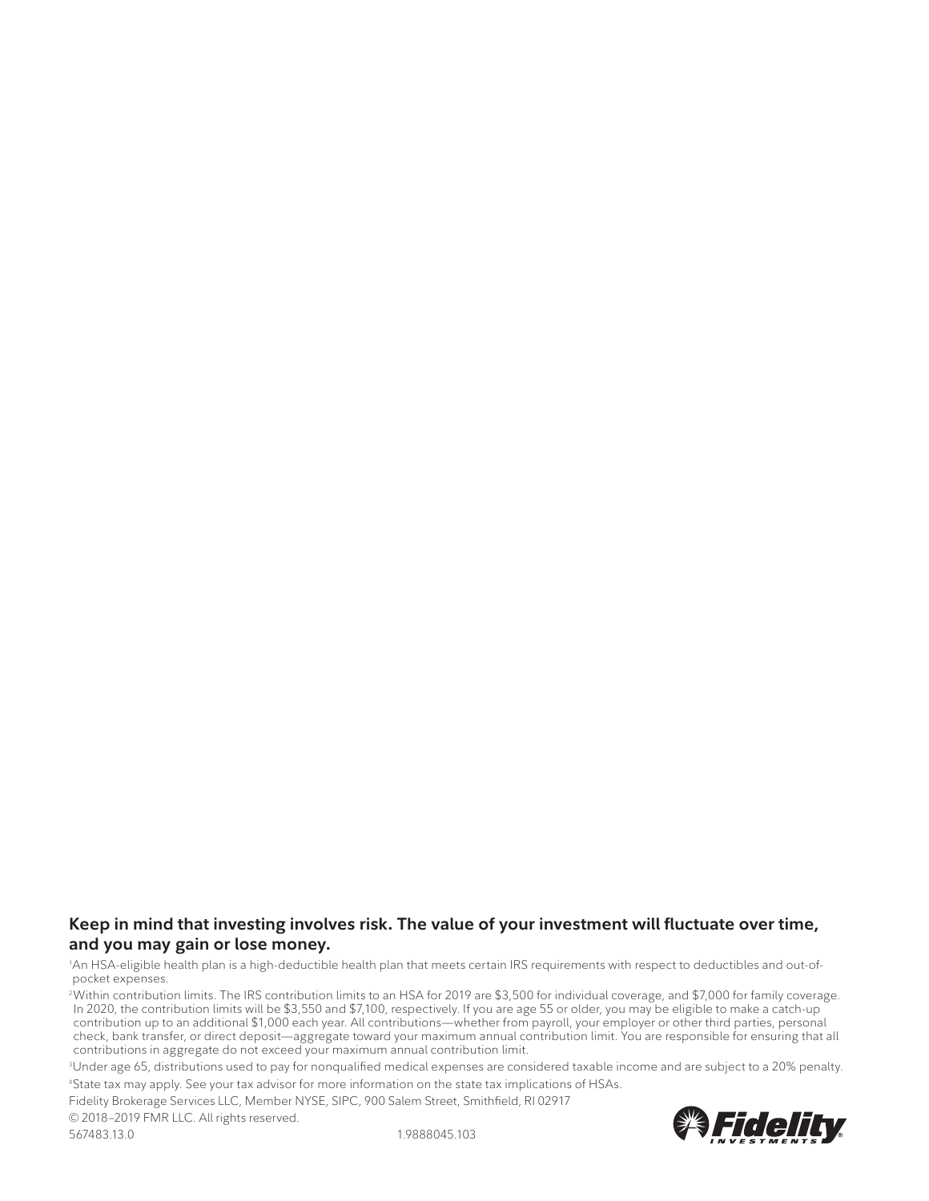**Keep in mind that investing involves risk. The value of your investment will fluctuate over time, and you may gain or lose money.**

[1]An HSA-eligible health plan is a high-deductible health plan that meets certain IRS requirements with respect to deductibles and out-of-pocket expenses.

[2]Within contribution limits. The IRS contribution limits to an HSA for 2019 are $3,500 for individual coverage, and $7,000 for family coverage. In 2020, the contribution limits will be $3,550 and $7,100, respectively. If you are age 55 or older, you may be eligible to make a catch-up contribution up to an additional $1,000 each year. All contributions—whether from payroll, your employer or other third parties, personal check, bank transfer, or direct deposit—aggregate toward your maximum annual contribution limit. You are responsible for ensuring that all contributions in aggregate do not exceed your maximum annual contribution limit.

[3]Under age 65, distributions used to pay for nonqualified medical expenses are considered taxable income and are subject to a 20% penalty.

[4]State tax may apply. See your tax advisor for more information on the state tax implications of HSAs.

Fidelity Brokerage Services LLC, Member NYSE, SIPC, 900 Salem Street, Smithfield, RI 02917

© 2018–2019 FMR LLC. All rights reserved.

567483.13.0 1.9888045.103

Fidelity INVESTMENTS